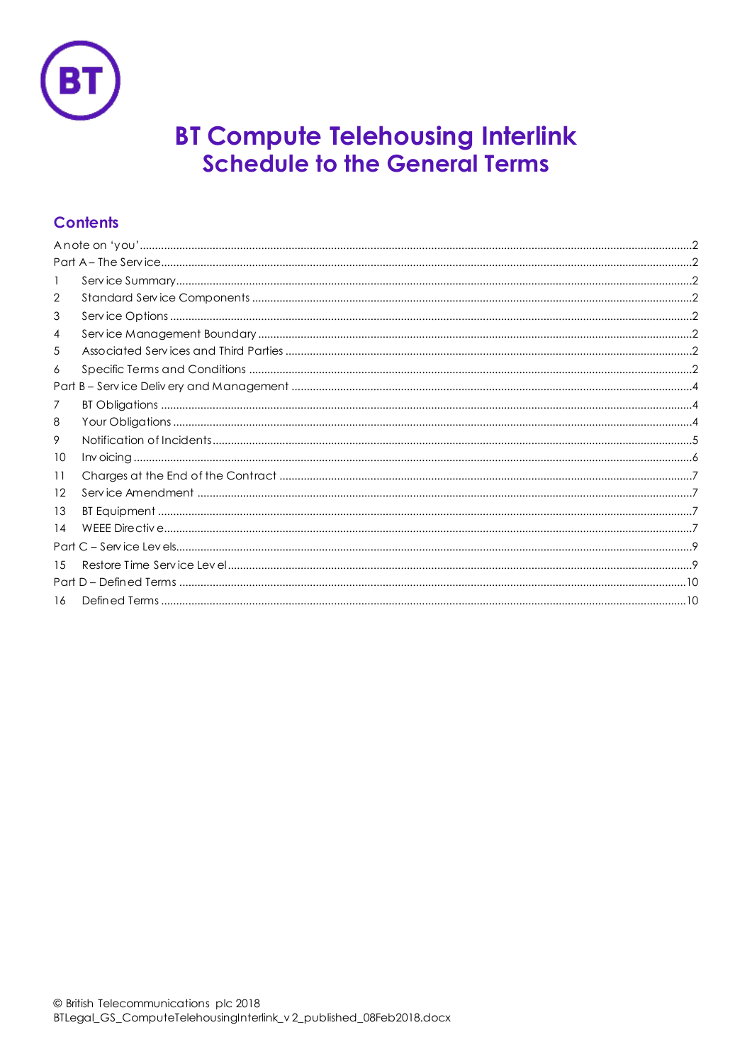# BT Compute Telehousing Interlink
## Schedule to the General Terms

### Contents

A note on 'you' .....2
Part A – The Service .....2
1 Service Summary .....2
2 Standard Service Components .....2
3 Service Options .....2
4 Service Management Boundary .....2
5 Associated Services and Third Parties .....2
6 Specific Terms and Conditions .....2
Part B – Service Delivery and Management .....4
7 BT Obligations .....4
8 Your Obligations .....4
9 Notification of Incidents .....5
10 Invoicing .....6
11 Charges at the End of the Contract .....7
12 Service Amendment .....7
13 BT Equipment .....7
14 WEEE Directive .....7
Part C – Service Levels .....9
15 Restore Time Service Level .....9
Part D – Defined Terms .....10
16 Defined Terms .....10

© British Telecommunications plc 2018
BTLegal_GS_ComputeTelehousingInterlink_v2_published_08Feb2018.docx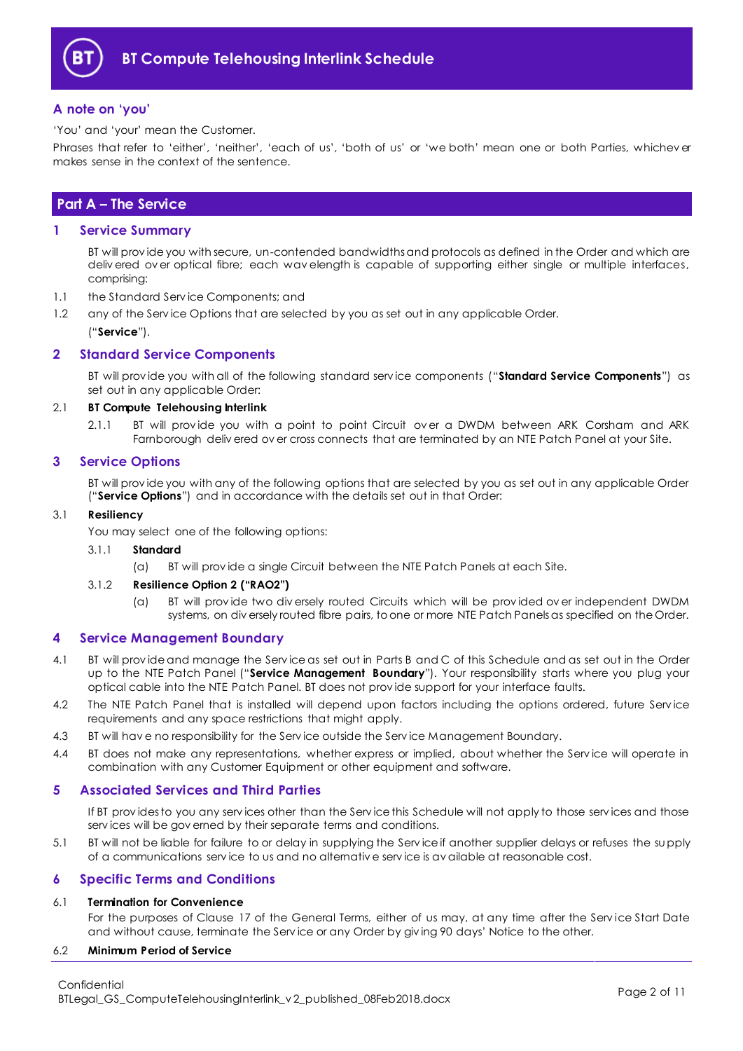# BT Compute Telehousing Interlink Schedule

## A note on 'you'

'You' and 'your' mean the Customer.

Phrases that refer to 'either', 'neither', 'each of us', 'both of us' or 'we both' mean one or both Parties, whichever makes sense in the context of the sentence.

## Part A – The Service

### 1 Service Summary

BT will provide you with secure, un-contended bandwidths and protocols as defined in the Order and which are delivered over optical fibre; each wavelength is capable of supporting either single or multiple interfaces, comprising:

1.1 the Standard Service Components; and

1.2 any of the Service Options that are selected by you as set out in any applicable Order.

("**Service**").

### 2 Standard Service Components

BT will provide you with all of the following standard service components ("**Standard Service Components**") as set out in any applicable Order:

2.1 **BT Compute Telehousing Interlink**

2.1.1 BT will provide you with a point to point Circuit over a DWDM between ARK Corsham and ARK Farnborough delivered over cross connects that are terminated by an NTE Patch Panel at your Site.

### 3 Service Options

BT will provide you with any of the following options that are selected by you as set out in any applicable Order ("**Service Options**") and in accordance with the details set out in that Order:

3.1 **Resiliency**

You may select one of the following options:

3.1.1 **Standard**

(a) BT will provide a single Circuit between the NTE Patch Panels at each Site.

3.1.2 **Resilience Option 2 ("RAO2")**

(a) BT will provide two diversely routed Circuits which will be provided over independent DWDM systems, on diversely routed fibre pairs, to one or more NTE Patch Panels as specified on the Order.

### 4 Service Management Boundary

4.1 BT will provide and manage the Service as set out in Parts B and C of this Schedule and as set out in the Order up to the NTE Patch Panel ("**Service Management Boundary**"). Your responsibility starts where you plug your optical cable into the NTE Patch Panel. BT does not provide support for your interface faults.

4.2 The NTE Patch Panel that is installed will depend upon factors including the options ordered, future Service requirements and any space restrictions that might apply.

4.3 BT will have no responsibility for the Service outside the Service Management Boundary.

4.4 BT does not make any representations, whether express or implied, about whether the Service will operate in combination with any Customer Equipment or other equipment and software.

### 5 Associated Services and Third Parties

If BT provides to you any services other than the Service this Schedule will not apply to those services and those services will be governed by their separate terms and conditions.

5.1 BT will not be liable for failure to or delay in supplying the Service if another supplier delays or refuses the supply of a communications service to us and no alternative service is available at reasonable cost.

### 6 Specific Terms and Conditions

6.1 **Termination for Convenience**

For the purposes of Clause 17 of the General Terms, either of us may, at any time after the Service Start Date and without cause, terminate the Service or any Order by giving 90 days' Notice to the other.

6.2 **Minimum Period of Service**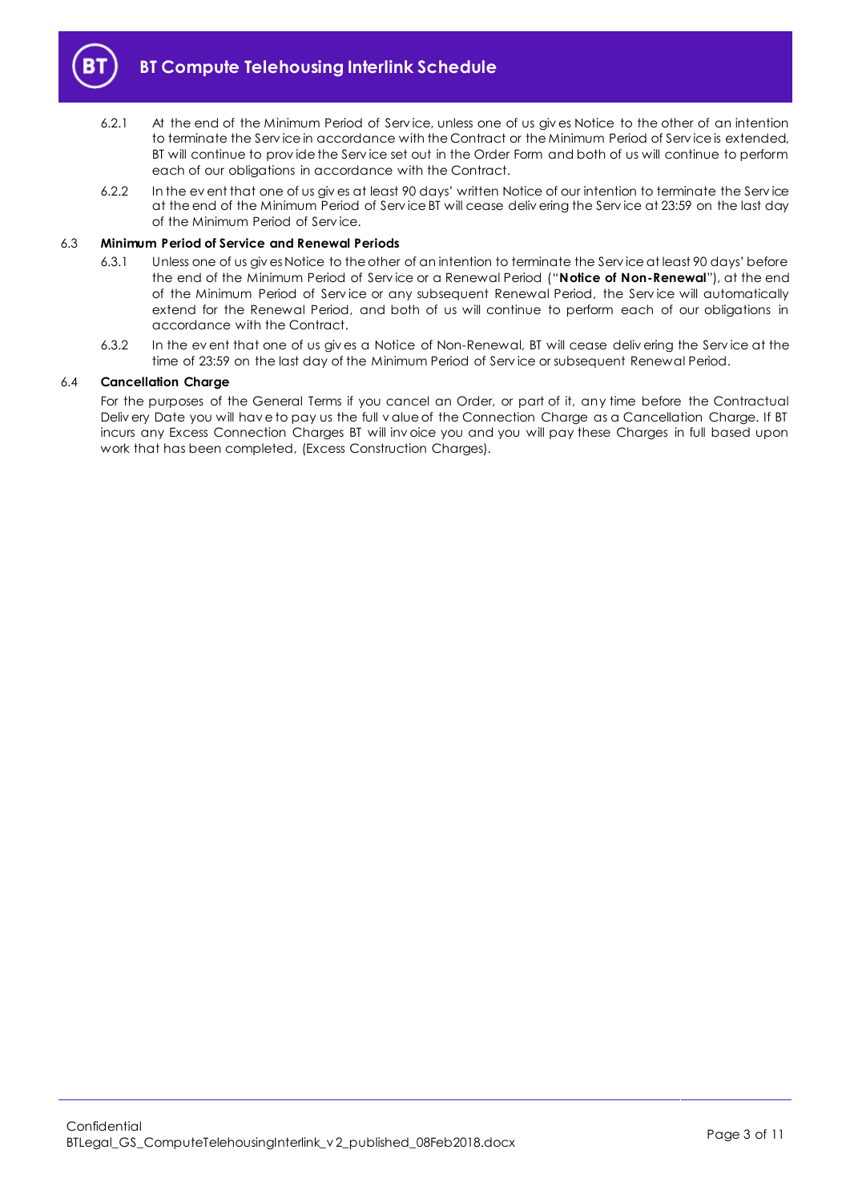6.2.1 At the end of the Minimum Period of Service, unless one of us gives Notice to the other of an intention to terminate the Service in accordance with the Contract or the Minimum Period of Service is extended, BT will continue to provide the Service set out in the Order Form and both of us will continue to perform each of our obligations in accordance with the Contract.

6.2.2 In the event that one of us gives at least 90 days' written Notice of our intention to terminate the Service at the end of the Minimum Period of Service BT will cease delivering the Service at 23:59 on the last day of the Minimum Period of Service.

### 6.3 Minimum Period of Service and Renewal Periods

6.3.1 Unless one of us gives Notice to the other of an intention to terminate the Service at least 90 days' before the end of the Minimum Period of Service or a Renewal Period ("**Notice of Non-Renewal**"), at the end of the Minimum Period of Service or any subsequent Renewal Period, the Service will automatically extend for the Renewal Period, and both of us will continue to perform each of our obligations in accordance with the Contract.

6.3.2 In the event that one of us gives a Notice of Non-Renewal, BT will cease delivering the Service at the time of 23:59 on the last day of the Minimum Period of Service or subsequent Renewal Period.

### 6.4 Cancellation Charge

For the purposes of the General Terms if you cancel an Order, or part of it, any time before the Contractual Delivery Date you will have to pay us the full value of the Connection Charge as a Cancellation Charge. If BT incurs any Excess Connection Charges BT will invoice you and you will pay these Charges in full based upon work that has been completed, (Excess Construction Charges).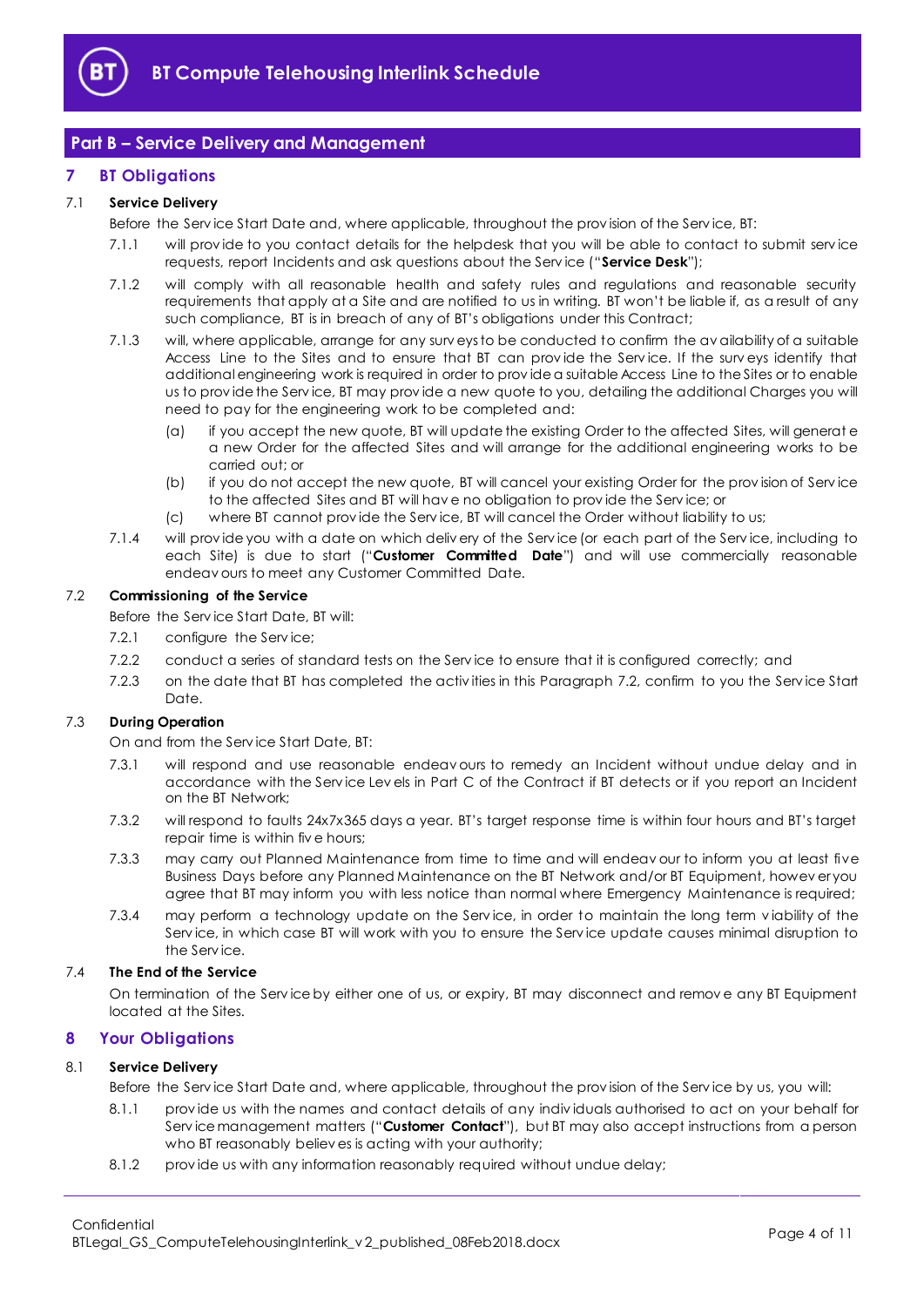## Part B – Service Delivery and Management

### 7 BT Obligations

**7.1 Service Delivery**

Before the Service Start Date and, where applicable, throughout the provision of the Service, BT:

7.1.1 will provide to you contact details for the helpdesk that you will be able to contact to submit service requests, report Incidents and ask questions about the Service ("**Service Desk**");

7.1.2 will comply with all reasonable health and safety rules and regulations and reasonable security requirements that apply at a Site and are notified to us in writing. BT won't be liable if, as a result of any such compliance, BT is in breach of any of BT's obligations under this Contract;

7.1.3 will, where applicable, arrange for any surveys to be conducted to confirm the availability of a suitable Access Line to the Sites and to ensure that BT can provide the Service. If the surveys identify that additional engineering work is required in order to provide a suitable Access Line to the Sites or to enable us to provide the Service, BT may provide a new quote to you, detailing the additional Charges you will need to pay for the engineering work to be completed and:

(a) if you accept the new quote, BT will update the existing Order to the affected Sites, will generate a new Order for the affected Sites and will arrange for the additional engineering works to be carried out; or

(b) if you do not accept the new quote, BT will cancel your existing Order for the provision of Service to the affected Sites and BT will have no obligation to provide the Service; or

(c) where BT cannot provide the Service, BT will cancel the Order without liability to us;

7.1.4 will provide you with a date on which delivery of the Service (or each part of the Service, including to each Site) is due to start ("**Customer Committed Date**") and will use commercially reasonable endeavours to meet any Customer Committed Date.

**7.2 Commissioning of the Service**

Before the Service Start Date, BT will:

7.2.1 configure the Service;

7.2.2 conduct a series of standard tests on the Service to ensure that it is configured correctly; and

7.2.3 on the date that BT has completed the activities in this Paragraph 7.2, confirm to you the Service Start Date.

**7.3 During Operation**

On and from the Service Start Date, BT:

7.3.1 will respond and use reasonable endeavours to remedy an Incident without undue delay and in accordance with the Service Levels in Part C of the Contract if BT detects or if you report an Incident on the BT Network;

7.3.2 will respond to faults 24x7x365 days a year. BT's target response time is within four hours and BT's target repair time is within five hours;

7.3.3 may carry out Planned Maintenance from time to time and will endeavour to inform you at least five Business Days before any Planned Maintenance on the BT Network and/or BT Equipment, however you agree that BT may inform you with less notice than normal where Emergency Maintenance is required;

7.3.4 may perform a technology update on the Service, in order to maintain the long term viability of the Service, in which case BT will work with you to ensure the Service update causes minimal disruption to the Service.

**7.4 The End of the Service**

On termination of the Service by either one of us, or expiry, BT may disconnect and remove any BT Equipment located at the Sites.

### 8 Your Obligations

**8.1 Service Delivery**

Before the Service Start Date and, where applicable, throughout the provision of the Service by us, you will:

8.1.1 provide us with the names and contact details of any individuals authorised to act on your behalf for Service management matters ("**Customer Contact**"), but BT may also accept instructions from a person who BT reasonably believes is acting with your authority;

8.1.2 provide us with any information reasonably required without undue delay;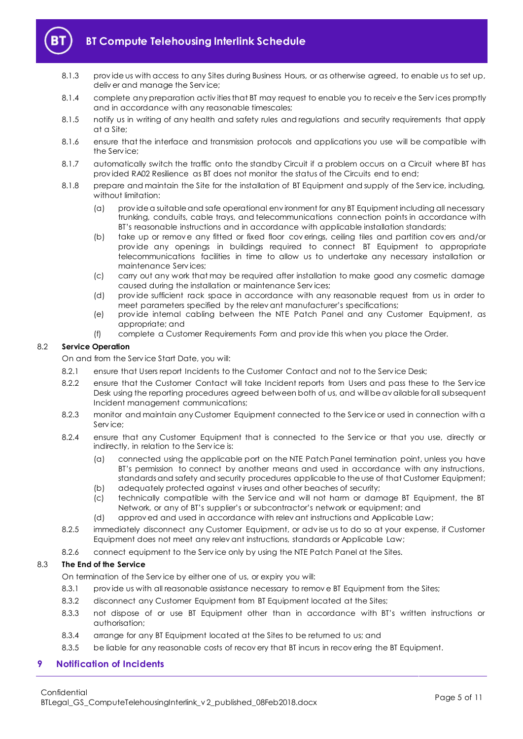8.1.3 provide us with access to any Sites during Business Hours, or as otherwise agreed, to enable us to set up, deliver and manage the Service;

8.1.4 complete any preparation activities that BT may request to enable you to receive the Services promptly and in accordance with any reasonable timescales;

8.1.5 notify us in writing of any health and safety rules and regulations and security requirements that apply at a Site;

8.1.6 ensure that the interface and transmission protocols and applications you use will be compatible with the Service;

8.1.7 automatically switch the traffic onto the standby Circuit if a problem occurs on a Circuit where BT has provided RA02 Resilience as BT does not monitor the status of the Circuits end to end;

8.1.8 prepare and maintain the Site for the installation of BT Equipment and supply of the Service, including, without limitation:

(a) provide a suitable and safe operational environment for any BT Equipment including all necessary trunking, conduits, cable trays, and telecommunications connection points in accordance with BT's reasonable instructions and in accordance with applicable installation standards;

(b) take up or remove any fitted or fixed floor coverings, ceiling tiles and partition covers and/or provide any openings in buildings required to connect BT Equipment to appropriate telecommunications facilities in time to allow us to undertake any necessary installation or maintenance Services;

(c) carry out any work that may be required after installation to make good any cosmetic damage caused during the installation or maintenance Services;

(d) provide sufficient rack space in accordance with any reasonable request from us in order to meet parameters specified by the relevant manufacturer's specifications;

(e) provide internal cabling between the NTE Patch Panel and any Customer Equipment, as appropriate; and

(f) complete a Customer Requirements Form and provide this when you place the Order.

8.2 **Service Operation**

On and from the Service Start Date, you will:

8.2.1 ensure that Users report Incidents to the Customer Contact and not to the Service Desk;

8.2.2 ensure that the Customer Contact will take Incident reports from Users and pass these to the Service Desk using the reporting procedures agreed between both of us, and will be available for all subsequent Incident management communications;

8.2.3 monitor and maintain any Customer Equipment connected to the Service or used in connection with a Service;

8.2.4 ensure that any Customer Equipment that is connected to the Service or that you use, directly or indirectly, in relation to the Service is:

(a) connected using the applicable port on the NTE Patch Panel termination point, unless you have BT's permission to connect by another means and used in accordance with any instructions, standards and safety and security procedures applicable to the use of that Customer Equipment;

(b) adequately protected against viruses and other beaches of security;

(c) technically compatible with the Service and will not harm or damage BT Equipment, the BT Network, or any of BT's supplier's or subcontractor's network or equipment; and

(d) approved and used in accordance with relevant instructions and Applicable Law;

8.2.5 immediately disconnect any Customer Equipment, or advise us to do so at your expense, if Customer Equipment does not meet any relevant instructions, standards or Applicable Law;

8.2.6 connect equipment to the Service only by using the NTE Patch Panel at the Sites.

8.3 **The End of the Service**

On termination of the Service by either one of us, or expiry you will:

8.3.1 provide us with all reasonable assistance necessary to remove BT Equipment from the Sites;

8.3.2 disconnect any Customer Equipment from BT Equipment located at the Sites;

8.3.3 not dispose of or use BT Equipment other than in accordance with BT's written instructions or authorisation;

8.3.4 arrange for any BT Equipment located at the Sites to be returned to us; and

8.3.5 be liable for any reasonable costs of recovery that BT incurs in recovering the BT Equipment.

## 9 Notification of Incidents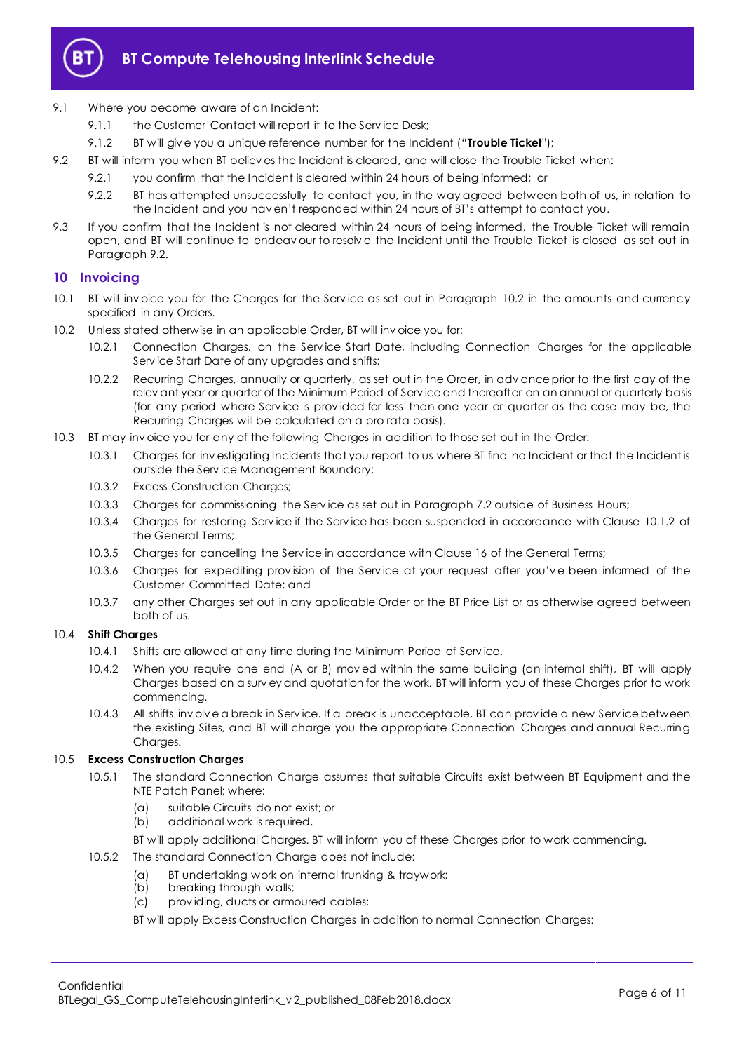9.1 Where you become aware of an Incident:

9.1.1 the Customer Contact will report it to the Service Desk;

9.1.2 BT will give you a unique reference number for the Incident ("**Trouble Ticket**");

9.2 BT will inform you when BT believes the Incident is cleared, and will close the Trouble Ticket when:

9.2.1 you confirm that the Incident is cleared within 24 hours of being informed; or

9.2.2 BT has attempted unsuccessfully to contact you, in the way agreed between both of us, in relation to the Incident and you haven't responded within 24 hours of BT's attempt to contact you.

9.3 If you confirm that the Incident is not cleared within 24 hours of being informed, the Trouble Ticket will remain open, and BT will continue to endeavour to resolve the Incident until the Trouble Ticket is closed as set out in Paragraph 9.2.

## 10 Invoicing

10.1 BT will invoice you for the Charges for the Service as set out in Paragraph 10.2 in the amounts and currency specified in any Orders.

10.2 Unless stated otherwise in an applicable Order, BT will invoice you for:

10.2.1 Connection Charges, on the Service Start Date, including Connection Charges for the applicable Service Start Date of any upgrades and shifts;

10.2.2 Recurring Charges, annually or quarterly, as set out in the Order, in advance prior to the first day of the relevant year or quarter of the Minimum Period of Service and thereafter on an annual or quarterly basis (for any period where Service is provided for less than one year or quarter as the case may be, the Recurring Charges will be calculated on a pro rata basis).

10.3 BT may invoice you for any of the following Charges in addition to those set out in the Order:

10.3.1 Charges for investigating Incidents that you report to us where BT find no Incident or that the Incident is outside the Service Management Boundary;

10.3.2 Excess Construction Charges;

10.3.3 Charges for commissioning the Service as set out in Paragraph 7.2 outside of Business Hours;

10.3.4 Charges for restoring Service if the Service has been suspended in accordance with Clause 10.1.2 of the General Terms;

10.3.5 Charges for cancelling the Service in accordance with Clause 16 of the General Terms;

10.3.6 Charges for expediting provision of the Service at your request after you've been informed of the Customer Committed Date; and

10.3.7 any other Charges set out in any applicable Order or the BT Price List or as otherwise agreed between both of us.

10.4 **Shift Charges**

10.4.1 Shifts are allowed at any time during the Minimum Period of Service.

10.4.2 When you require one end (A or B) moved within the same building (an internal shift), BT will apply Charges based on a survey and quotation for the work. BT will inform you of these Charges prior to work commencing.

10.4.3 All shifts involve a break in Service. If a break is unacceptable, BT can provide a new Service between the existing Sites, and BT will charge you the appropriate Connection Charges and annual Recurring Charges.

10.5 **Excess Construction Charges**

10.5.1 The standard Connection Charge assumes that suitable Circuits exist between BT Equipment and the NTE Patch Panel; where:

(a) suitable Circuits do not exist; or

(b) additional work is required,

BT will apply additional Charges. BT will inform you of these Charges prior to work commencing.

10.5.2 The standard Connection Charge does not include:

(a) BT undertaking work on internal trunking & traywork;

(b) breaking through walls;

(c) providing, ducts or armoured cables;

BT will apply Excess Construction Charges in addition to normal Connection Charges: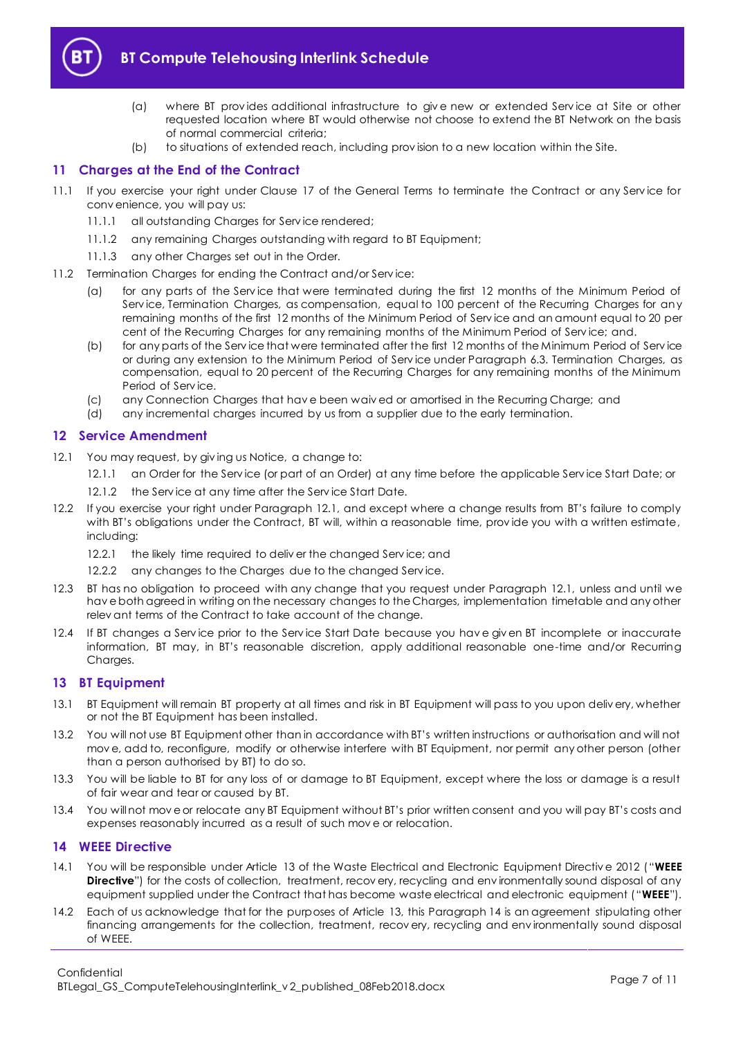(a) where BT provides additional infrastructure to give new or extended Service at Site or other requested location where BT would otherwise not choose to extend the BT Network on the basis of normal commercial criteria;

(b) to situations of extended reach, including provision to a new location within the Site.

## 11 Charges at the End of the Contract

11.1 If you exercise your right under Clause 17 of the General Terms to terminate the Contract or any Service for convenience, you will pay us:

11.1.1 all outstanding Charges for Service rendered;

11.1.2 any remaining Charges outstanding with regard to BT Equipment;

11.1.3 any other Charges set out in the Order.

11.2 Termination Charges for ending the Contract and/or Service:

(a) for any parts of the Service that were terminated during the first 12 months of the Minimum Period of Service, Termination Charges, as compensation, equal to 100 percent of the Recurring Charges for any remaining months of the first 12 months of the Minimum Period of Service and an amount equal to 20 per cent of the Recurring Charges for any remaining months of the Minimum Period of Service; and

(b) for any parts of the Service that were terminated after the first 12 months of the Minimum Period of Service or during any extension to the Minimum Period of Service under Paragraph 6.3. Termination Charges, as compensation, equal to 20 percent of the Recurring Charges for any remaining months of the Minimum Period of Service.

(c) any Connection Charges that have been waived or amortised in the Recurring Charge; and

(d) any incremental charges incurred by us from a supplier due to the early termination.

## 12 Service Amendment

12.1 You may request, by giving us Notice, a change to:

12.1.1 an Order for the Service (or part of an Order) at any time before the applicable Service Start Date; or

12.1.2 the Service at any time after the Service Start Date.

12.2 If you exercise your right under Paragraph 12.1, and except where a change results from BT's failure to comply with BT's obligations under the Contract, BT will, within a reasonable time, provide you with a written estimate, including:

12.2.1 the likely time required to deliver the changed Service; and

12.2.2 any changes to the Charges due to the changed Service.

12.3 BT has no obligation to proceed with any change that you request under Paragraph 12.1, unless and until we have both agreed in writing on the necessary changes to the Charges, implementation timetable and any other relevant terms of the Contract to take account of the change.

12.4 If BT changes a Service prior to the Service Start Date because you have given BT incomplete or inaccurate information, BT may, in BT's reasonable discretion, apply additional reasonable one-time and/or Recurring Charges.

## 13 BT Equipment

13.1 BT Equipment will remain BT property at all times and risk in BT Equipment will pass to you upon delivery, whether or not the BT Equipment has been installed.

13.2 You will not use BT Equipment other than in accordance with BT's written instructions or authorisation and will not move, add to, reconfigure, modify or otherwise interfere with BT Equipment, nor permit any other person (other than a person authorised by BT) to do so.

13.3 You will be liable to BT for any loss of or damage to BT Equipment, except where the loss or damage is a result of fair wear and tear or caused by BT.

13.4 You will not move or relocate any BT Equipment without BT's prior written consent and you will pay BT's costs and expenses reasonably incurred as a result of such move or relocation.

## 14 WEEE Directive

14.1 You will be responsible under Article 13 of the Waste Electrical and Electronic Equipment Directive 2012 ("**WEEE Directive**") for the costs of collection, treatment, recovery, recycling and environmentally sound disposal of any equipment supplied under the Contract that has become waste electrical and electronic equipment ("**WEEE**").

14.2 Each of us acknowledge that for the purposes of Article 13, this Paragraph 14 is an agreement stipulating other financing arrangements for the collection, treatment, recovery, recycling and environmentally sound disposal of WEEE.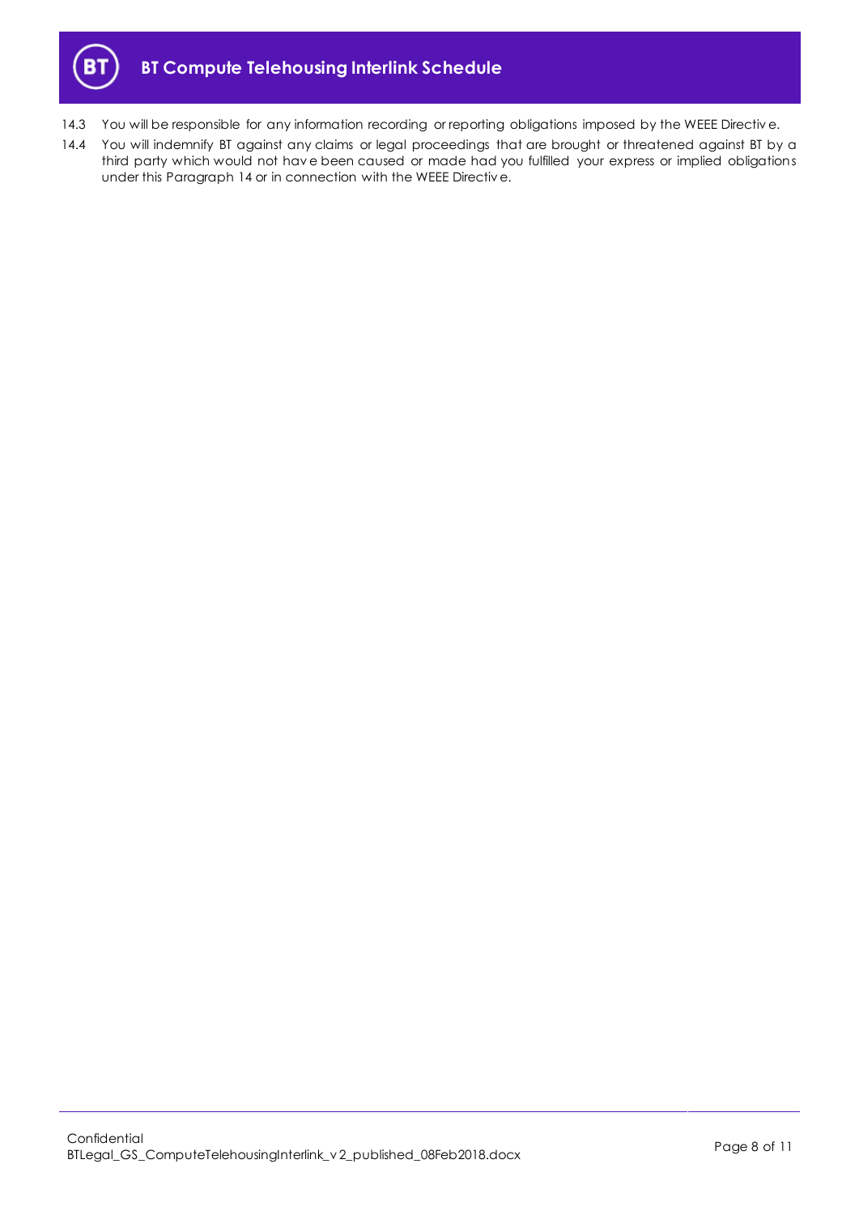14.3 You will be responsible for any information recording or reporting obligations imposed by the WEEE Directive.

14.4 You will indemnify BT against any claims or legal proceedings that are brought or threatened against BT by a third party which would not have been caused or made had you fulfilled your express or implied obligations under this Paragraph 14 or in connection with the WEEE Directive.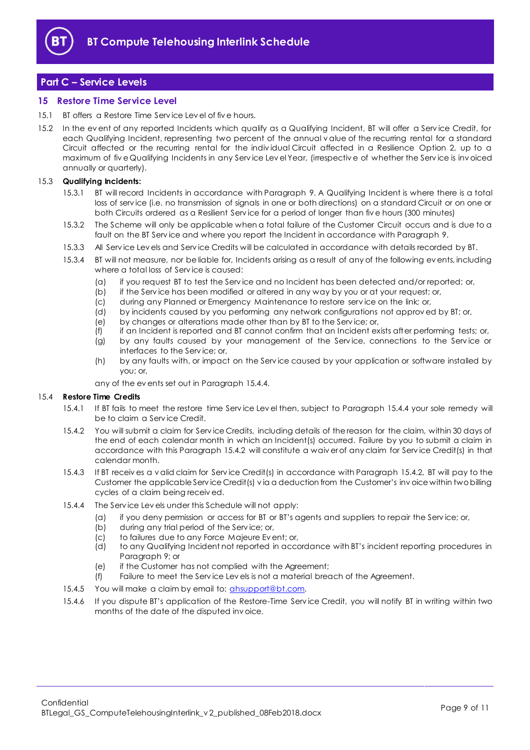## Part C – Service Levels

### 15 Restore Time Service Level

15.1 BT offers a Restore Time Service Level of five hours.

15.2 In the event of any reported Incidents which qualify as a Qualifying Incident, BT will offer a Service Credit, for each Qualifying Incident, representing two percent of the annual value of the recurring rental for a standard Circuit affected or the recurring rental for the individual Circuit affected in a Resilience Option 2, up to a maximum of five Qualifying Incidents in any Service Level Year, (irrespective of whether the Service is invoiced annually or quarterly).

15.3 **Qualifying Incidents:**

15.3.1 BT will record Incidents in accordance with Paragraph 9. A Qualifying Incident is where there is a total loss of service (i.e. no transmission of signals in one or both directions) on a standard Circuit or on one or both Circuits ordered as a Resilient Service for a period of longer than five hours (300 minutes)

15.3.2 The Scheme will only be applicable when a total failure of the Customer Circuit occurs and is due to a fault on the BT Service and where you report the Incident in accordance with Paragraph 9.

15.3.3 All Service Levels and Service Credits will be calculated in accordance with details recorded by BT.

15.3.4 BT will not measure, nor be liable for, Incidents arising as a result of any of the following events, including where a total loss of Service is caused:

(a) if you request BT to test the Service and no Incident has been detected and/or reported; or,
(b) if the Service has been modified or altered in any way by you or at your request; or,
(c) during any Planned or Emergency Maintenance to restore service on the link; or,
(d) by incidents caused by you performing any network configurations not approved by BT; or,
(e) by changes or alterations made other than by BT to the Service; or,
(f) if an Incident is reported and BT cannot confirm that an Incident exists after performing tests; or,
(g) by any faults caused by your management of the Service, connections to the Service or interfaces to the Service; or,
(h) by any faults with, or impact on the Service caused by your application or software installed by you; or,

any of the events set out in Paragraph 15.4.4.

15.4 **Restore Time Credits**

15.4.1 If BT fails to meet the restore time Service Level then, subject to Paragraph 15.4.4 your sole remedy will be to claim a Service Credit.

15.4.2 You will submit a claim for Service Credits, including details of the reason for the claim, within 30 days of the end of each calendar month in which an Incident(s) occurred. Failure by you to submit a claim in accordance with this Paragraph 15.4.2 will constitute a waiver of any claim for Service Credit(s) in that calendar month.

15.4.3 If BT receives a valid claim for Service Credit(s) in accordance with Paragraph 15.4.2, BT will pay to the Customer the applicable Service Credit(s) via a deduction from the Customer's invoice within two billing cycles of a claim being received.

15.4.4 The Service Levels under this Schedule will not apply:

(a) if you deny permission or access for BT or BT's agents and suppliers to repair the Service; or,
(b) during any trial period of the Service; or,
(c) to failures due to any Force Majeure Event; or,
(d) to any Qualifying Incident not reported in accordance with BT's incident reporting procedures in Paragraph 9; or
(e) if the Customer has not complied with the Agreement;
(f) Failure to meet the Service Levels is not a material breach of the Agreement.

15.4.5 You will make a claim by email to: ahsupport@bt.com.

15.4.6 If you dispute BT's application of the Restore-Time Service Credit, you will notify BT in writing within two months of the date of the disputed invoice.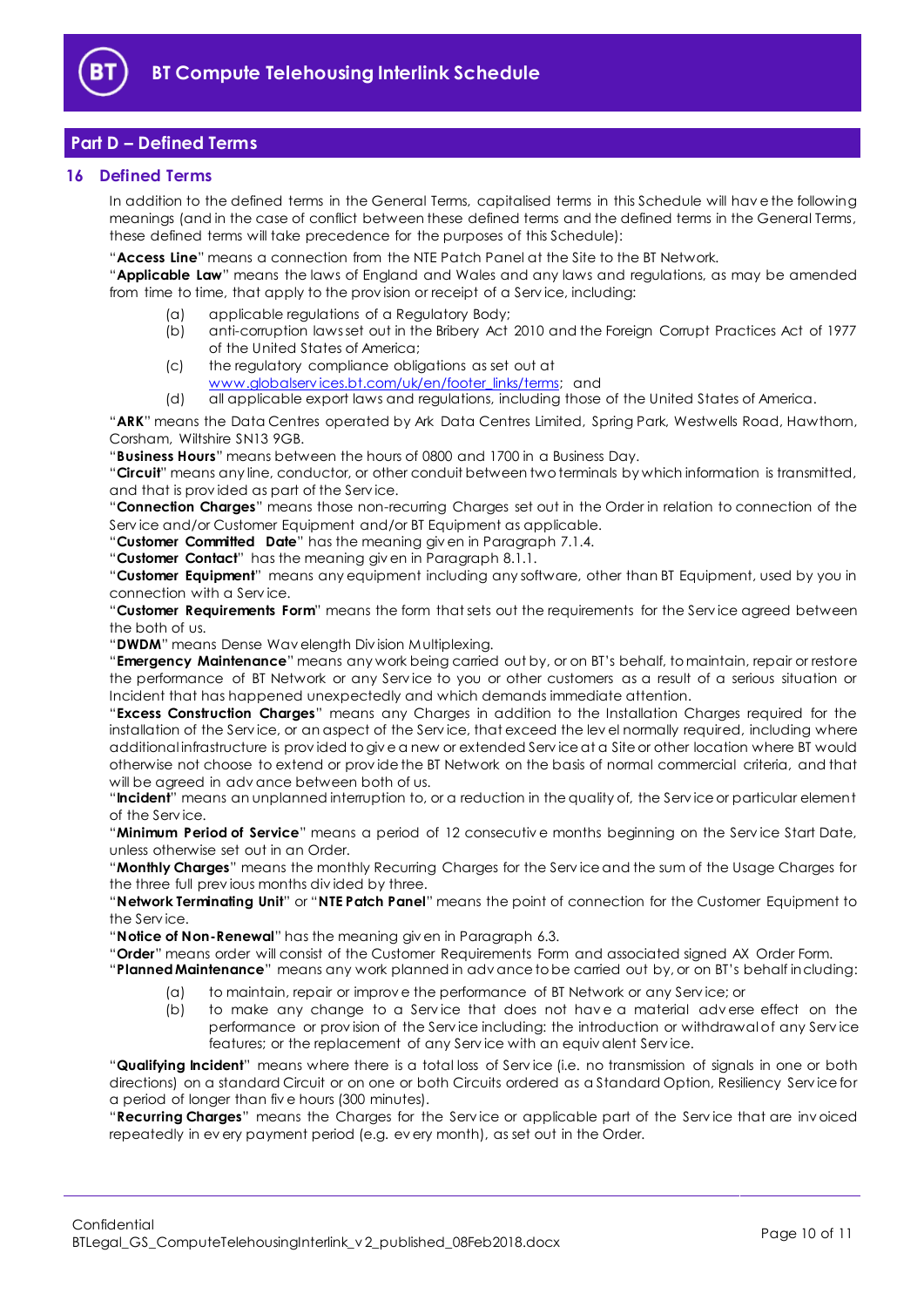## Part D – Defined Terms

### 16 Defined Terms

In addition to the defined terms in the General Terms, capitalised terms in this Schedule will have the following meanings (and in the case of conflict between these defined terms and the defined terms in the General Terms, these defined terms will take precedence for the purposes of this Schedule):

"**Access Line**" means a connection from the NTE Patch Panel at the Site to the BT Network.

"**Applicable Law**" means the laws of England and Wales and any laws and regulations, as may be amended from time to time, that apply to the provision or receipt of a Service, including:

- (a) applicable regulations of a Regulatory Body;
- (b) anti-corruption laws set out in the Bribery Act 2010 and the Foreign Corrupt Practices Act of 1977 of the United States of America;
- (c) the regulatory compliance obligations as set out at www.globalservices.bt.com/uk/en/footer_links/terms; and
- (d) all applicable export laws and regulations, including those of the United States of America.

"**ARK**" means the Data Centres operated by Ark Data Centres Limited, Spring Park, Westwells Road, Hawthorn, Corsham, Wiltshire SN13 9GB.

"**Business Hours**" means between the hours of 0800 and 1700 in a Business Day.

"**Circuit**" means any line, conductor, or other conduit between two terminals by which information is transmitted, and that is provided as part of the Service.

"**Connection Charges**" means those non-recurring Charges set out in the Order in relation to connection of the Service and/or Customer Equipment and/or BT Equipment as applicable.

"**Customer Committed Date**" has the meaning given in Paragraph 7.1.4.

"**Customer Contact**" has the meaning given in Paragraph 8.1.1.

"**Customer Equipment**" means any equipment including any software, other than BT Equipment, used by you in connection with a Service.

"**Customer Requirements Form**" means the form that sets out the requirements for the Service agreed between the both of us.

"**DWDM**" means Dense Wavelength Division Multiplexing.

"**Emergency Maintenance**" means any work being carried out by, or on BT's behalf, to maintain, repair or restore the performance of BT Network or any Service to you or other customers as a result of a serious situation or Incident that has happened unexpectedly and which demands immediate attention.

"**Excess Construction Charges**" means any Charges in addition to the Installation Charges required for the installation of the Service, or an aspect of the Service, that exceed the level normally required, including where additional infrastructure is provided to give a new or extended Service at a Site or other location where BT would otherwise not choose to extend or provide the BT Network on the basis of normal commercial criteria, and that will be agreed in advance between both of us.

"**Incident**" means an unplanned interruption to, or a reduction in the quality of, the Service or particular element of the Service.

"**Minimum Period of Service**" means a period of 12 consecutive months beginning on the Service Start Date, unless otherwise set out in an Order.

"**Monthly Charges**" means the monthly Recurring Charges for the Service and the sum of the Usage Charges for the three full previous months divided by three.

"**Network Terminating Unit**" or "**NTE Patch Panel**" means the point of connection for the Customer Equipment to the Service.

"**Notice of Non-Renewal**" has the meaning given in Paragraph 6.3.

"**Order**" means order will consist of the Customer Requirements Form and associated signed AX Order Form.

"**Planned Maintenance**" means any work planned in advance to be carried out by, or on BT's behalf including:

- (a) to maintain, repair or improve the performance of BT Network or any Service; or
- (b) to make any change to a Service that does not have a material adverse effect on the performance or provision of the Service including: the introduction or withdrawal of any Service features; or the replacement of any Service with an equivalent Service.

"**Qualifying Incident**" means where there is a total loss of Service (i.e. no transmission of signals in one or both directions) on a standard Circuit or on one or both Circuits ordered as a Standard Option, Resiliency Service for a period of longer than five hours (300 minutes).

"**Recurring Charges**" means the Charges for the Service or applicable part of the Service that are invoiced repeatedly in every payment period (e.g. every month), as set out in the Order.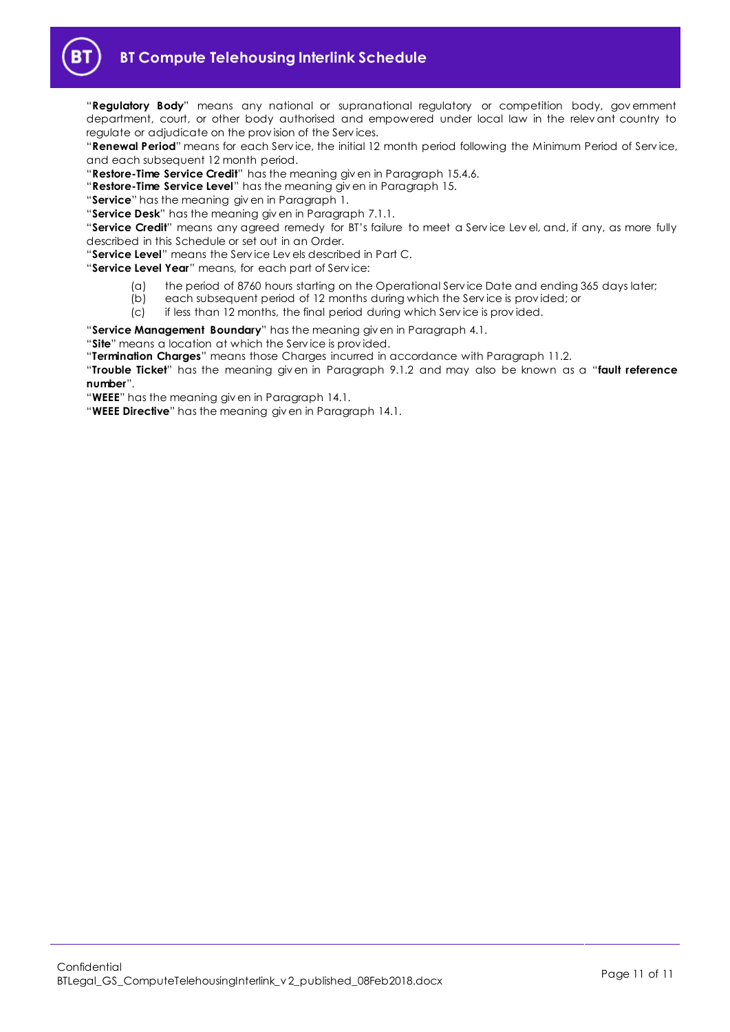"**Regulatory Body**" means any national or supranational regulatory or competition body, government department, court, or other body authorised and empowered under local law in the relevant country to regulate or adjudicate on the provision of the Services.

"**Renewal Period**" means for each Service, the initial 12 month period following the Minimum Period of Service, and each subsequent 12 month period.

"**Restore-Time Service Credit**" has the meaning given in Paragraph 15.4.6.

"**Restore-Time Service Level**" has the meaning given in Paragraph 15.

"**Service**" has the meaning given in Paragraph 1.

"**Service Desk**" has the meaning given in Paragraph 7.1.1.

"**Service Credit**" means any agreed remedy for BT's failure to meet a Service Level, and, if any, as more fully described in this Schedule or set out in an Order.

"**Service Level**" means the Service Levels described in Part C.

"**Service Level Year**" means, for each part of Service:

(a) the period of 8760 hours starting on the Operational Service Date and ending 365 days later;
(b) each subsequent period of 12 months during which the Service is provided; or
(c) if less than 12 months, the final period during which Service is provided.

"**Service Management Boundary**" has the meaning given in Paragraph 4.1.

"**Site**" means a location at which the Service is provided.

"**Termination Charges**" means those Charges incurred in accordance with Paragraph 11.2.

"**Trouble Ticket**" has the meaning given in Paragraph 9.1.2 and may also be known as a "**fault reference number**".

"**WEEE**" has the meaning given in Paragraph 14.1.

"**WEEE Directive**" has the meaning given in Paragraph 14.1.